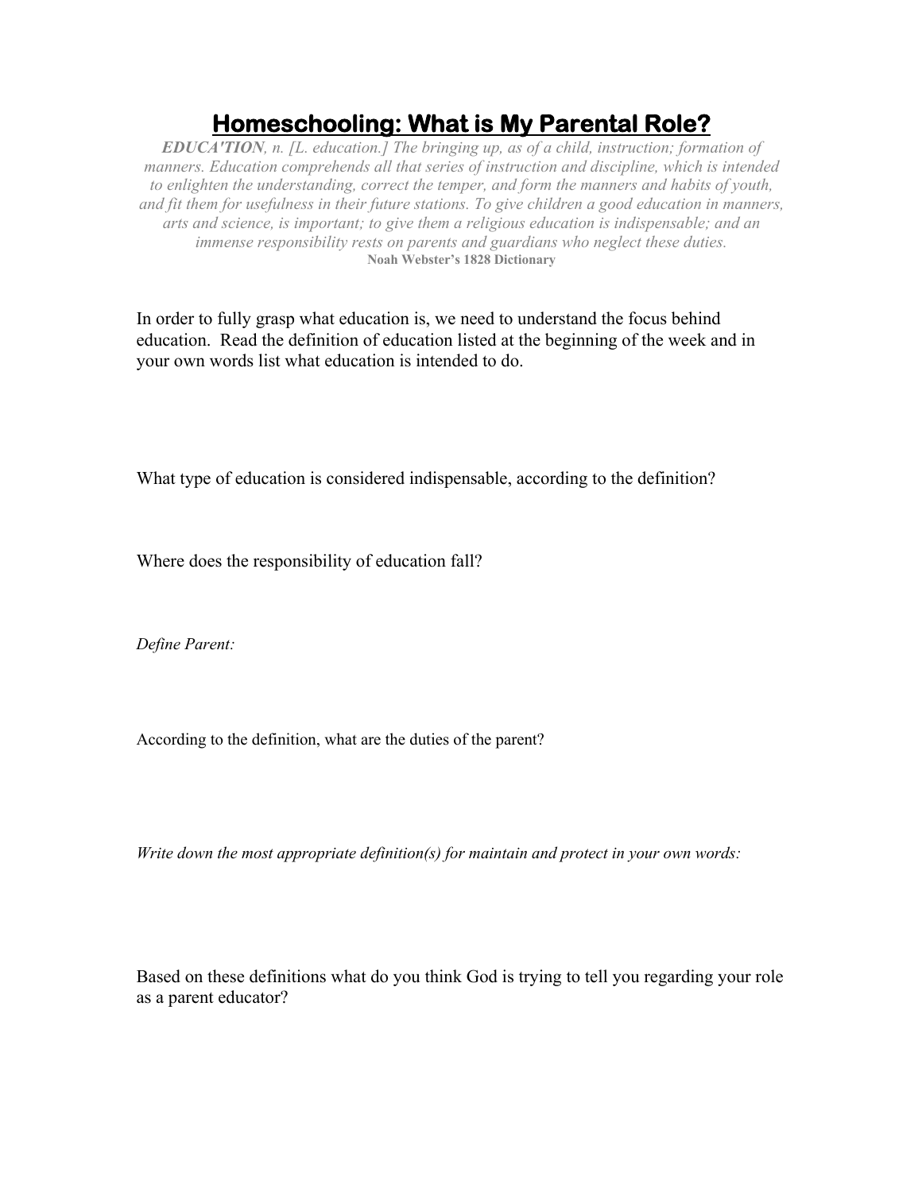# Homeschooling: What is My Parental Role?

*EDUCA'TION, n. [L. education.] The bringing up, as of a child, instruction; formation of manners. Education comprehends all that series of instruction and discipline, which is intended to enlighten the understanding, correct the temper, and form the manners and habits of youth, and fit them for usefulness in their future stations. To give children a good education in manners, arts and science, is important; to give them a religious education is indispensable; and an immense responsibility rests on parents and guardians who neglect these duties.*

**Noah Webster's 1828 Dictionary**

In order to fully grasp what education is, we need to understand the focus behind education. Read the definition of education listed at the beginning of the week and in your own words list what education is intended to do.

What type of education is considered indispensable, according to the definition?

Where does the responsibility of education fall?

*Define Parent:*

According to the definition, what are the duties of the parent?

*Write down the most appropriate definition(s) for maintain and protect in your own words:*

Based on these definitions what do you think God is trying to tell you regarding your role as a parent educator?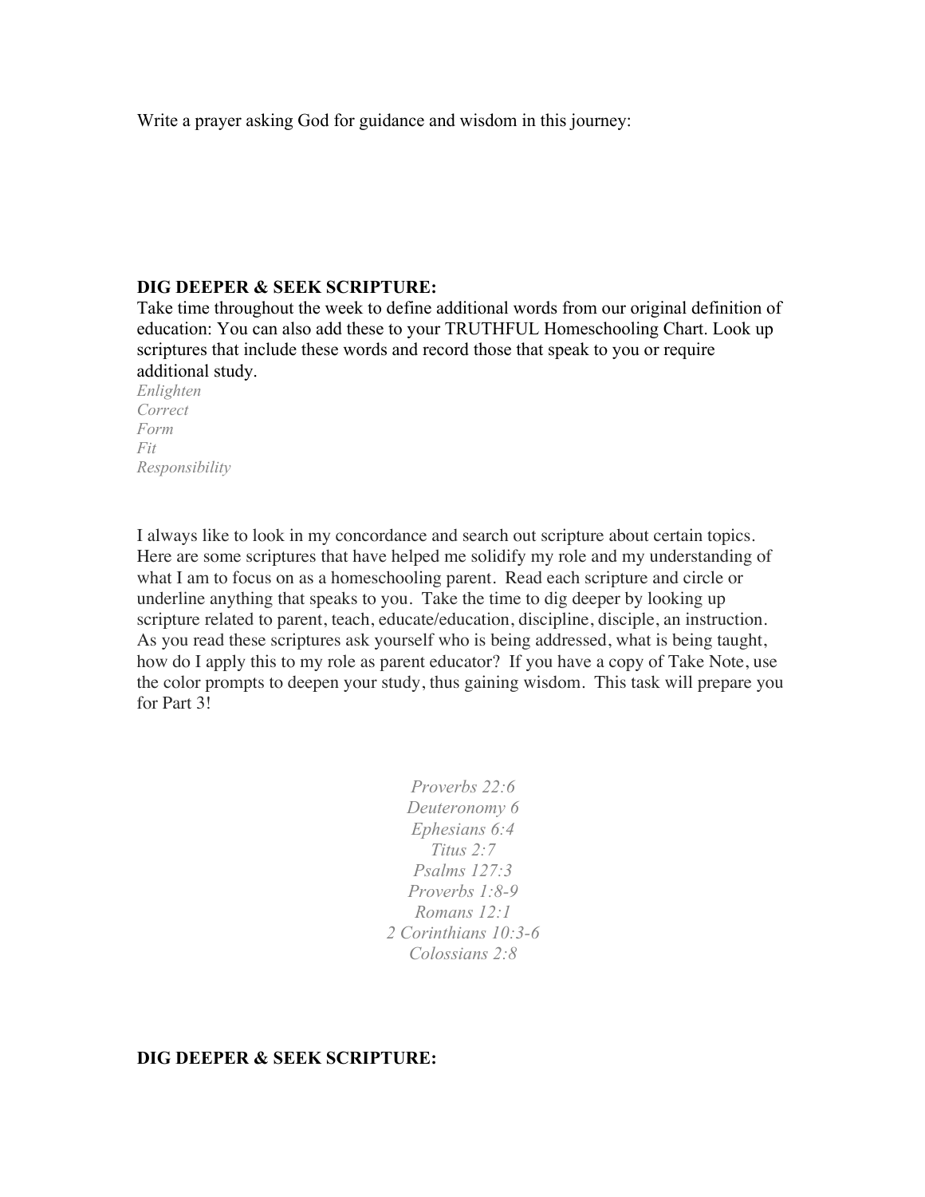Write a prayer asking God for guidance and wisdom in this journey:

**DIG DEEPER & SEEK SCRIPTURE:**

Take time throughout the week to define additional words from our original definition of education: You can also add these to your TRUTHFUL Homeschooling Chart. Look up scriptures that include these words and record those that speak to you or require additional study.

*Enlighten*
*Correct*
*Form*
*Fit*
*Responsibility*

I always like to look in my concordance and search out scripture about certain topics. Here are some scriptures that have helped me solidify my role and my understanding of what I am to focus on as a homeschooling parent. Read each scripture and circle or underline anything that speaks to you. Take the time to dig deeper by looking up scripture related to parent, teach, educate/education, discipline, disciple, an instruction. As you read these scriptures ask yourself who is being addressed, what is being taught, how do I apply this to my role as parent educator? If you have a copy of Take Note, use the color prompts to deepen your study, thus gaining wisdom. This task will prepare you for Part 3!

*Proverbs 22:6*
*Deuteronomy 6*
*Ephesians 6:4*
*Titus 2:7*
*Psalms 127:3*
*Proverbs 1:8-9*
*Romans 12:1*
*2 Corinthians 10:3-6*
*Colossians 2:8*

**DIG DEEPER & SEEK SCRIPTURE:**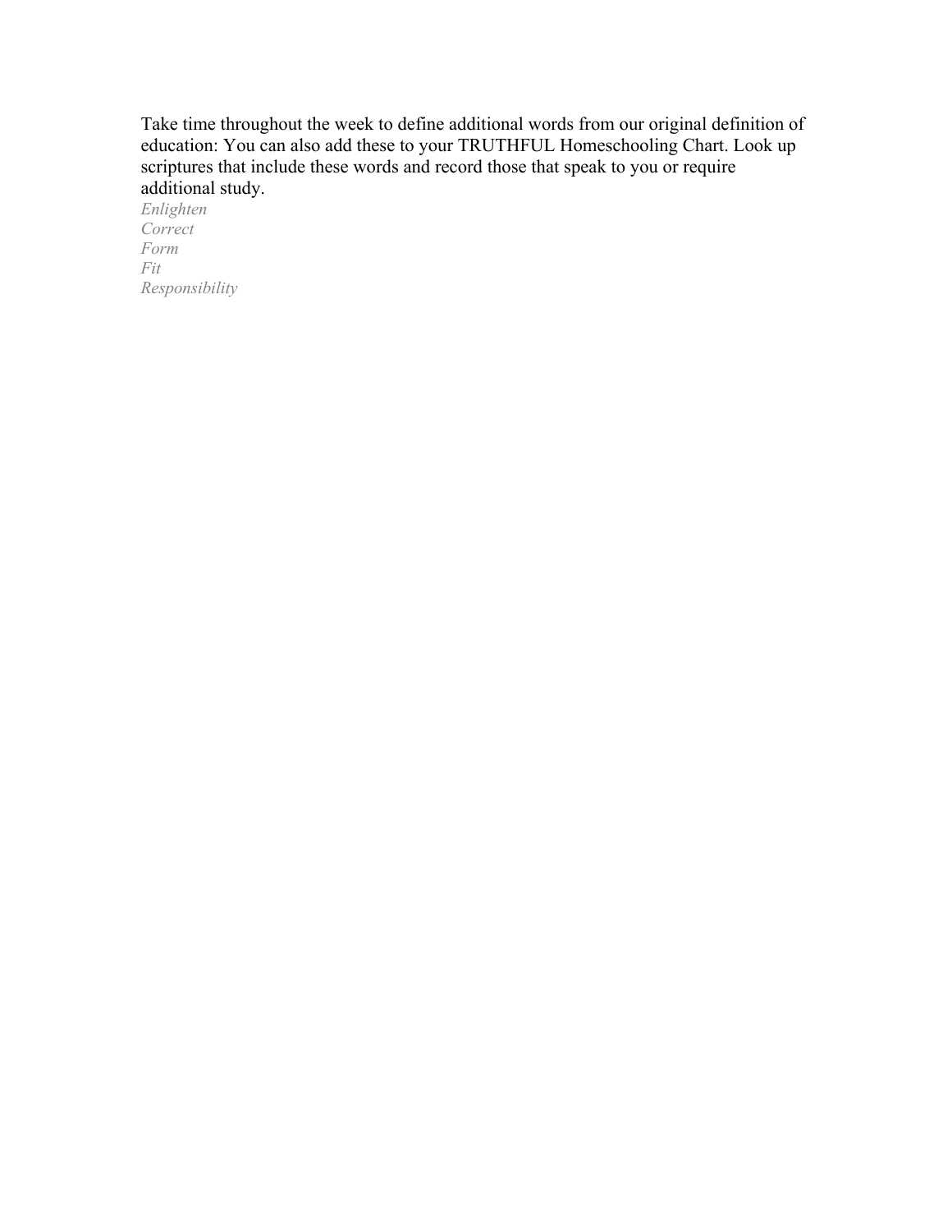Take time throughout the week to define additional words from our original definition of education: You can also add these to your TRUTHFUL Homeschooling Chart. Look up scriptures that include these words and record those that speak to you or require additional study.

*Enlighten*
*Correct*
*Form*
*Fit*
*Responsibility*